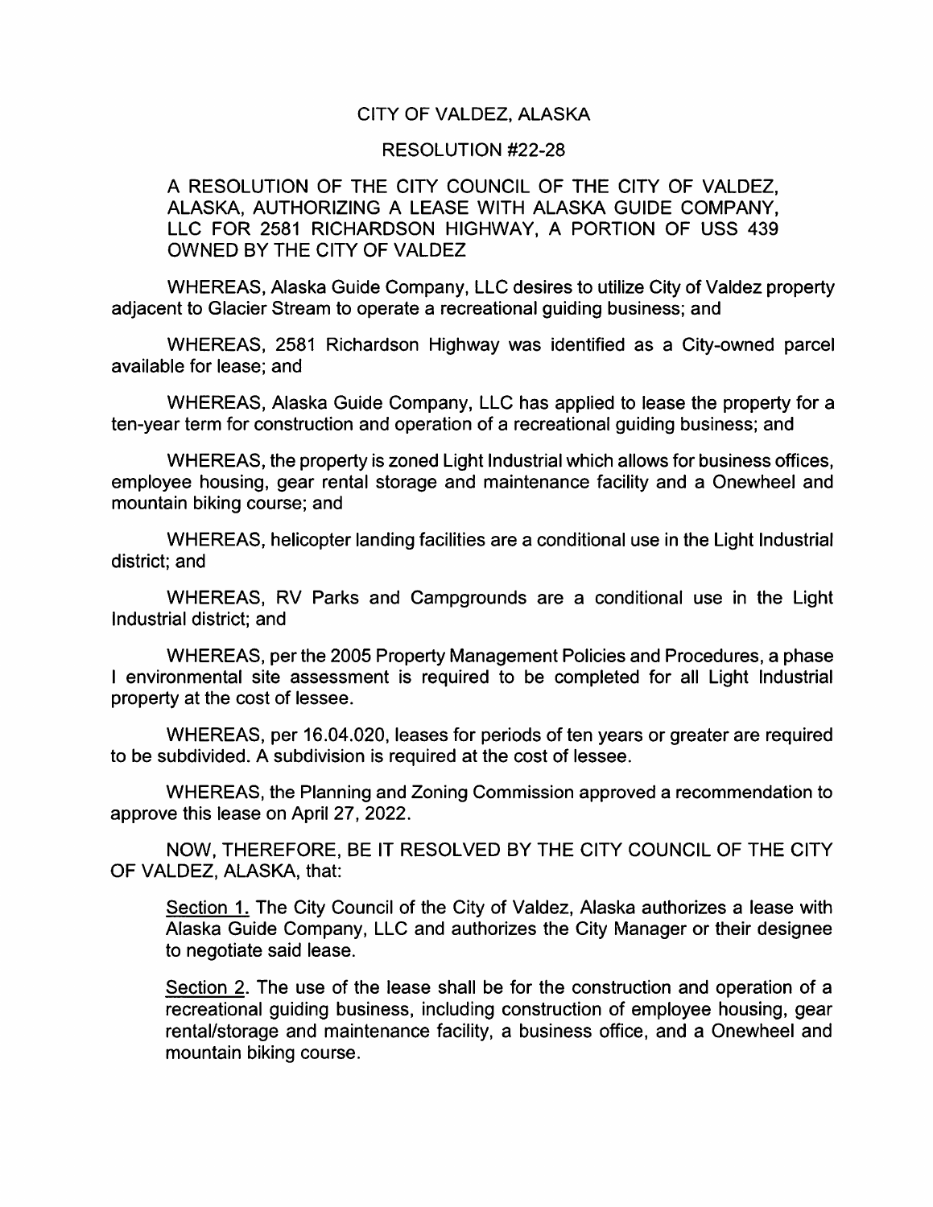# CITY OF VALDEZ, ALASKA

## RESOLUTION #22-28

A RESOLUTION OF THE CITY COUNCIL OF THE CITY OF VALDEZ, ALASKA, AUTHORIZING A LEASE WITH ALASKA GUIDE COMPANY, LLC FOR 2581 RICHARDSON HIGHWAY, A PORTION OF USS 439 OWNED BY THE CITY OF VALDEZ

WHEREAS, Alaska Guide Company, LLC desires to utilize City of Valdez property adjacent to Glacier Stream to operate a recreational guiding business; and

WHEREAS, 2581 Richardson Highway was identified as a City-owned parcel available for lease; and

WHEREAS, Alaska Guide Company, LLC has applied to lease the property for a ten-year term for construction and operation of a recreational guiding business; and

WHEREAS, the property is zoned Light Industrial which allows for business offices, employee housing, gear rental storage and maintenance facility and a Onewheel and mountain biking course; and

WHEREAS, helicopter landing facilities are a conditional use in the Light Industrial district; and

WHEREAS, RV Parks and Campgrounds are a conditional use in the Light Industrial district; and

WHEREAS, per the 2005 Property Management Policies and Procedures, a phase I environmental site assessment is required to be completed for all Light Industrial property at the cost of lessee.

WHEREAS, per 16.04.020, leases for periods of ten years or greater are required to be subdivided. A subdivision is required at the cost of lessee.

WHEREAS, the Planning and Zoning Commission approved a recommendation to approve this lease on April 27, 2022.

NOW, THEREFORE, BE IT RESOLVED BY THE CITY COUNCIL OF THE CITY OF VALDEZ, ALASKA, that:

Section 1. The City Council of the City of Valdez, Alaska authorizes a lease with Alaska Guide Company, LLC and authorizes the City Manager or their designee to negotiate said lease.

Section 2. The use of the lease shall be for the construction and operation of a recreational guiding business, including construction of employee housing, gear rental/storage and maintenance facility, a business office, and a Onewheel and mountain biking course.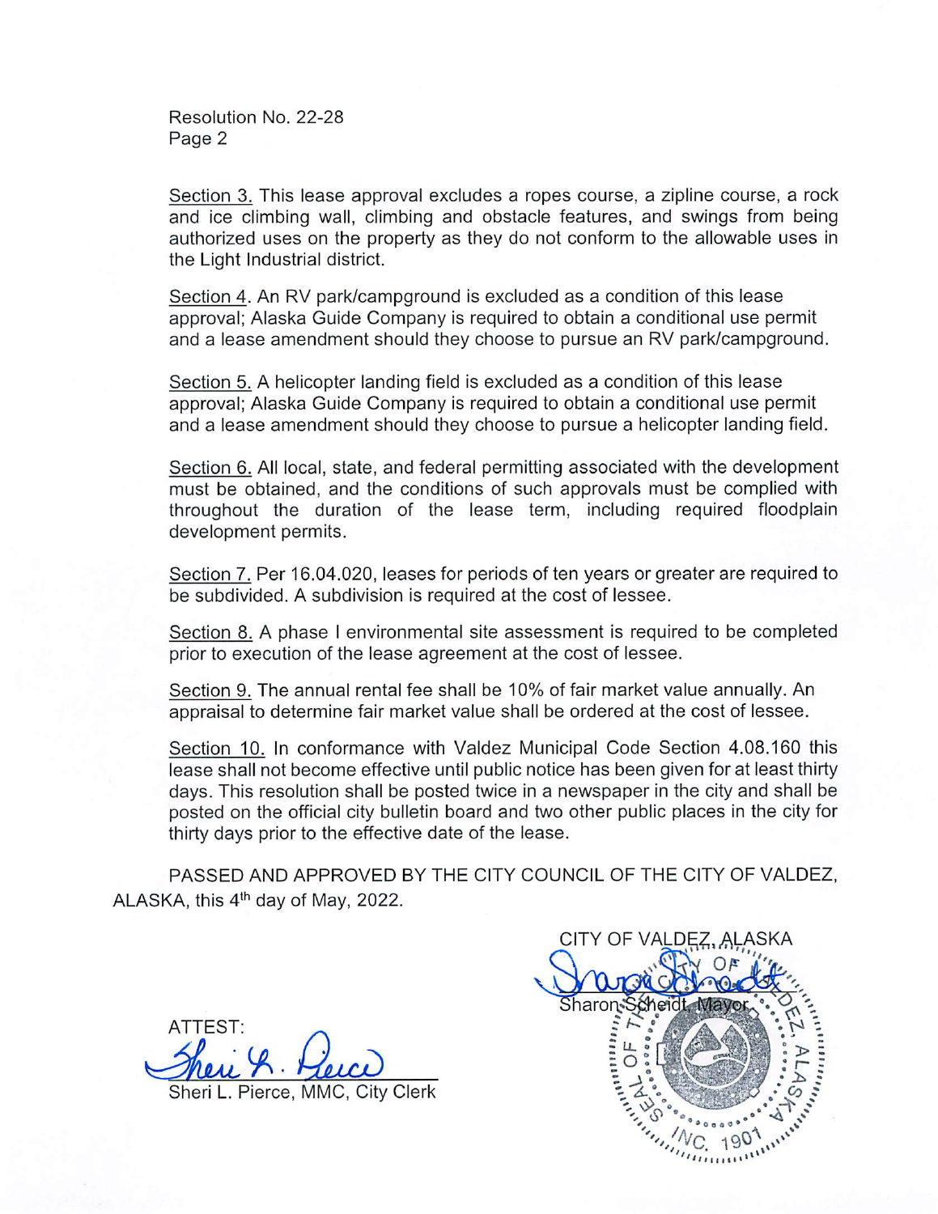Resolution No. 22-28
Page 2

Section 3. This lease approval excludes a ropes course, a zipline course, a rock and ice climbing wall, climbing and obstacle features, and swings from being authorized uses on the property as they do not conform to the allowable uses in the Light Industrial district.

Section 4. An RV park/campground is excluded as a condition of this lease approval; Alaska Guide Company is required to obtain a conditional use permit and a lease amendment should they choose to pursue an RV park/campground.

Section 5. A helicopter landing field is excluded as a condition of this lease approval; Alaska Guide Company is required to obtain a conditional use permit and a lease amendment should they choose to pursue a helicopter landing field.

Section 6. All local, state, and federal permitting associated with the development must be obtained, and the conditions of such approvals must be complied with throughout the duration of the lease term, including required floodplain development permits.

Section 7. Per 16.04.020, leases for periods of ten years or greater are required to be subdivided. A subdivision is required at the cost of lessee.

Section 8. A phase I environmental site assessment is required to be completed prior to execution of the lease agreement at the cost of lessee.

Section 9. The annual rental fee shall be 10% of fair market value annually. An appraisal to determine fair market value shall be ordered at the cost of lessee.

Section 10. In conformance with Valdez Municipal Code Section 4.08.160 this lease shall not become effective until public notice has been given for at least thirty days. This resolution shall be posted twice in a newspaper in the city and shall be posted on the official city bulletin board and two other public places in the city for thirty days prior to the effective date of the lease.

PASSED AND APPROVED BY THE CITY COUNCIL OF THE CITY OF VALDEZ, ALASKA, this 4th day of May, 2022.

CITY OF VALDEZ, ALASKA

Sharon Scheidt, Mayor

ATTEST:

Sheri L. Pierce, MMC, City Clerk

SEAL OF THE CITY OF VALDEZ, ALASKA INC. 1901